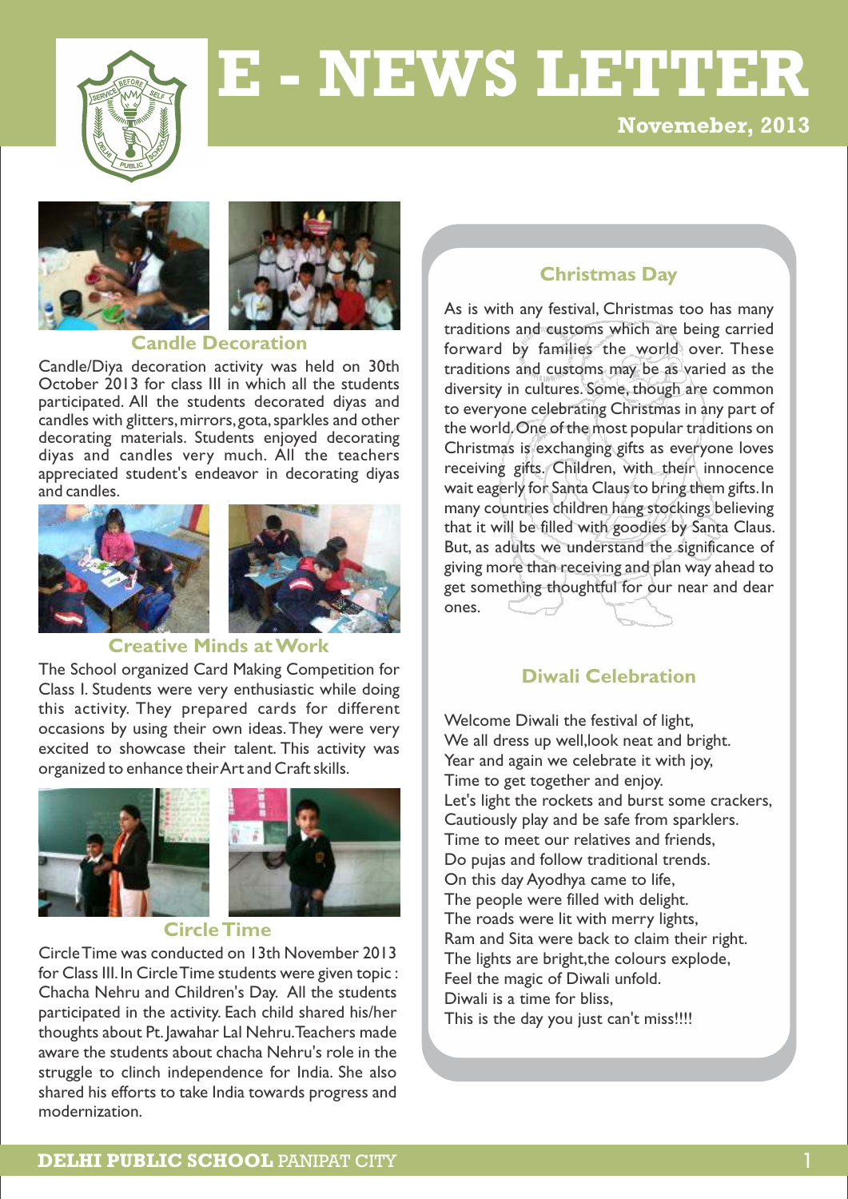# E - NEWS LETTER

Novemeber, 2013

### Candle Decoration

Candle/Diya decoration activity was held on 30th October 2013 for class III in which all the students participated. All the students decorated diyas and candles with glitters, mirrors, gota, sparkles and other decorating materials. Students enjoyed decorating diyas and candles very much. All the teachers appreciated student's endeavor in decorating diyas and candles.

### Creative Minds at Work

The School organized Card Making Competition for Class I. Students were very enthusiastic while doing this activity. They prepared cards for different occasions by using their own ideas. They were very excited to showcase their talent. This activity was organized to enhance their Art and Craft skills.

### Circle Time

Circle Time was conducted on 13th November 2013 for Class III. In Circle Time students were given topic : Chacha Nehru and Children's Day. All the students participated in the activity. Each child shared his/her thoughts about Pt. Jawahar Lal Nehru. Teachers made aware the students about chacha Nehru's role in the struggle to clinch independence for India. She also shared his efforts to take India towards progress and modernization.

### Christmas Day

As is with any festival, Christmas too has many traditions and customs which are being carried forward by families the world over. These traditions and customs may be as varied as the diversity in cultures. Some, though are common to everyone celebrating Christmas in any part of the world. One of the most popular traditions on Christmas is exchanging gifts as everyone loves receiving gifts. Children, with their innocence wait eagerly for Santa Claus to bring them gifts. In many countries children hang stockings believing that it will be filled with goodies by Santa Claus. But, as adults we understand the significance of giving more than receiving and plan way ahead to get something thoughtful for our near and dear ones.

### Diwali Celebration

Welcome Diwali the festival of light,
We all dress up well,look neat and bright.
Year and again we celebrate it with joy,
Time to get together and enjoy.
Let's light the rockets and burst some crackers,
Cautiously play and be safe from sparklers.
Time to meet our relatives and friends,
Do pujas and follow traditional trends.
On this day Ayodhya came to life,
The people were filled with delight.
The roads were lit with merry lights,
Ram and Sita were back to claim their right.
The lights are bright,the colours explode,
Feel the magic of Diwali unfold.
Diwali is a time for bliss,
This is the day you just can't miss!!!!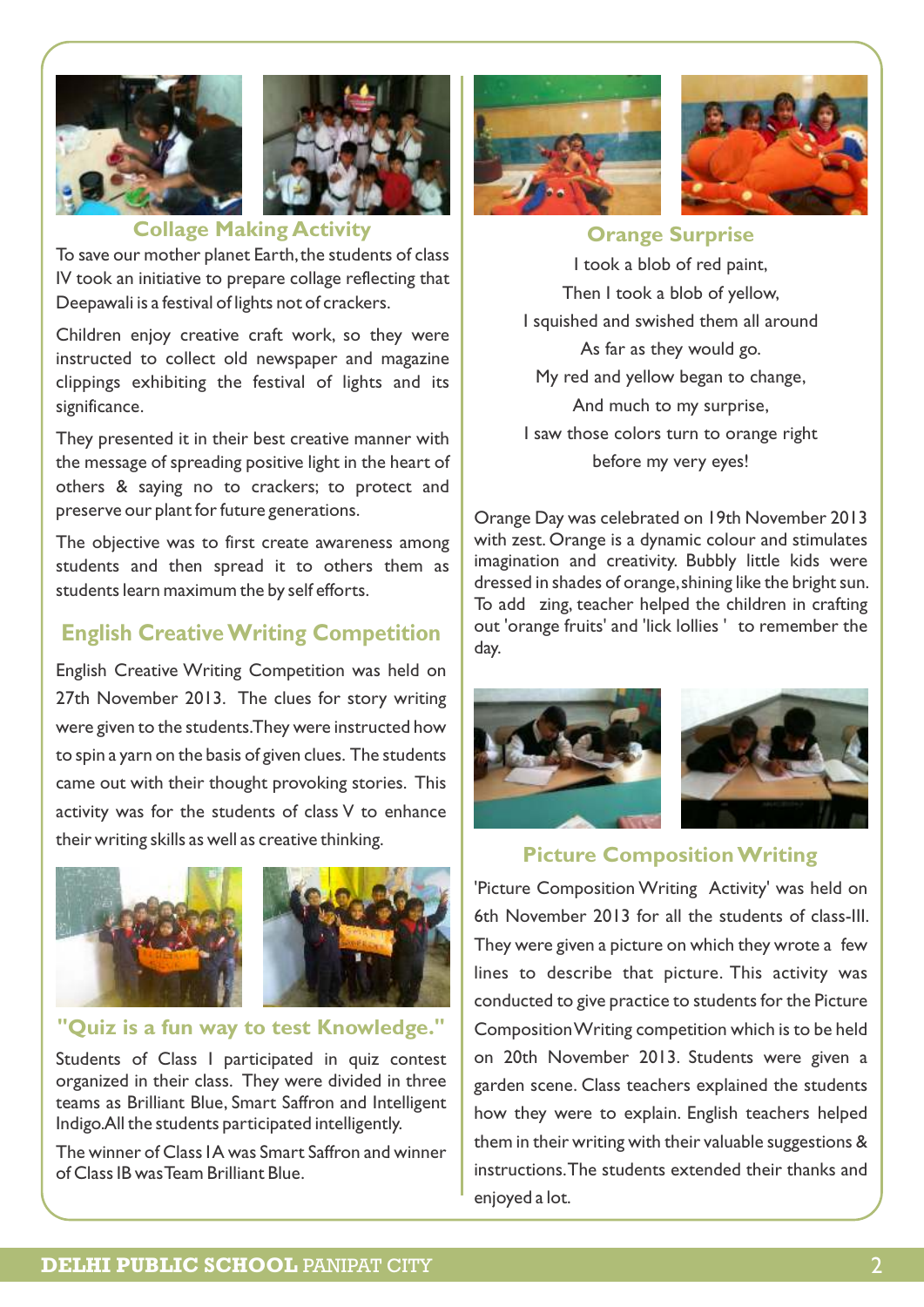## Collage Making Activity

To save our mother planet Earth, the students of class IV took an initiative to prepare collage reflecting that Deepawali is a festival of lights not of crackers.

Children enjoy creative craft work, so they were instructed to collect old newspaper and magazine clippings exhibiting the festival of lights and its significance.

They presented it in their best creative manner with the message of spreading positive light in the heart of others & saying no to crackers; to protect and preserve our plant for future generations.

The objective was to first create awareness among students and then spread it to others them as students learn maximum the by self efforts.

## English Creative Writing Competition

English Creative Writing Competition was held on 27th November 2013. The clues for story writing were given to the students.They were instructed how to spin a yarn on the basis of given clues. The students came out with their thought provoking stories. This activity was for the students of class V to enhance their writing skills as well as creative thinking.

## "Quiz is a fun way to test Knowledge."

Students of Class I participated in quiz contest organized in their class. They were divided in three teams as Brilliant Blue, Smart Saffron and Intelligent Indigo.All the students participated intelligently.

The winner of Class IA was Smart Saffron and winner of Class IB was Team Brilliant Blue.

## Orange Surprise

I took a blob of red paint,
Then I took a blob of yellow,
I squished and swished them all around
As far as they would go.
My red and yellow began to change,
And much to my surprise,
I saw those colors turn to orange right
before my very eyes!

Orange Day was celebrated on 19th November 2013 with zest. Orange is a dynamic colour and stimulates imagination and creativity. Bubbly little kids were dressed in shades of orange, shining like the bright sun. To add zing, teacher helped the children in crafting out 'orange fruits' and 'lick lollies ' to remember the day.

## Picture Composition Writing

'Picture Composition Writing Activity' was held on 6th November 2013 for all the students of class-III. They were given a picture on which they wrote a few lines to describe that picture. This activity was conducted to give practice to students for the Picture Composition Writing competition which is to be held on 20th November 2013. Students were given a garden scene. Class teachers explained the students how they were to explain. English teachers helped them in their writing with their valuable suggestions & instructions.The students extended their thanks and enjoyed a lot.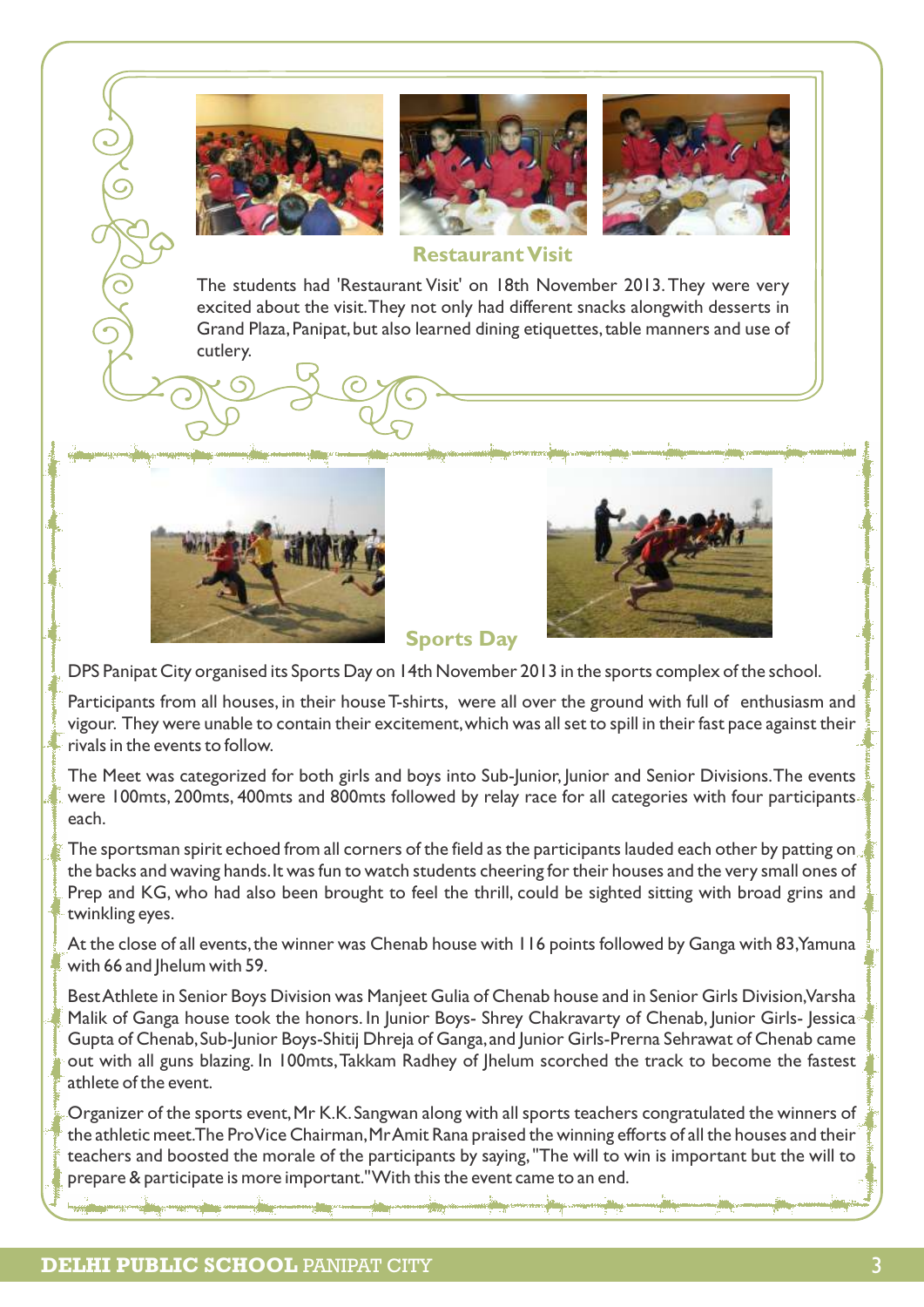## Restaurant Visit

The students had 'Restaurant Visit' on 18th November 2013. They were very excited about the visit. They not only had different snacks alongwith desserts in Grand Plaza, Panipat, but also learned dining etiquettes, table manners and use of cutlery.

## Sports Day

DPS Panipat City organised its Sports Day on 14th November 2013 in the sports complex of the school.

Participants from all houses, in their house T-shirts, were all over the ground with full of enthusiasm and vigour. They were unable to contain their excitement, which was all set to spill in their fast pace against their rivals in the events to follow.

The Meet was categorized for both girls and boys into Sub-Junior, Junior and Senior Divisions. The events were 100mts, 200mts, 400mts and 800mts followed by relay race for all categories with four participants each.

The sportsman spirit echoed from all corners of the field as the participants lauded each other by patting on the backs and waving hands. It was fun to watch students cheering for their houses and the very small ones of Prep and KG, who had also been brought to feel the thrill, could be sighted sitting with broad grins and twinkling eyes.

At the close of all events, the winner was Chenab house with 116 points followed by Ganga with 83, Yamuna with 66 and Jhelum with 59.

Best Athlete in Senior Boys Division was Manjeet Gulia of Chenab house and in Senior Girls Division, Varsha Malik of Ganga house took the honors. In Junior Boys- Shrey Chakravarty of Chenab, Junior Girls- Jessica Gupta of Chenab, Sub-Junior Boys-Shitij Dhreja of Ganga, and Junior Girls-Prerna Sehrawat of Chenab came out with all guns blazing. In 100mts, Takkam Radhey of Jhelum scorched the track to become the fastest athlete of the event.

Organizer of the sports event, Mr K.K. Sangwan along with all sports teachers congratulated the winners of the athletic meet. The Pro Vice Chairman, Mr Amit Rana praised the winning efforts of all the houses and their teachers and boosted the morale of the participants by saying, "The will to win is important but the will to prepare & participate is more important." With this the event came to an end.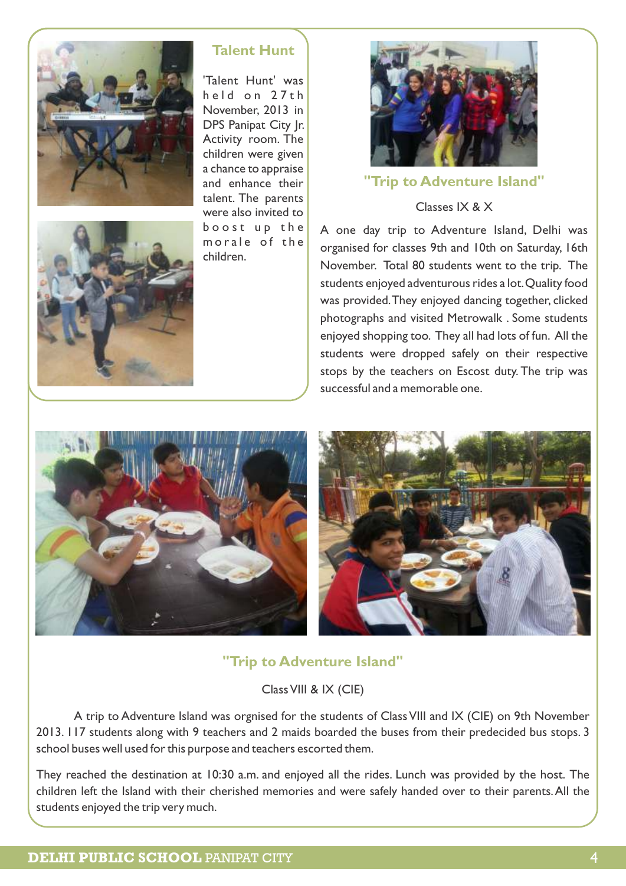## Talent Hunt

'Talent Hunt' was held on 27th November, 2013 in DPS Panipat City Jr. Activity room. The children were given a chance to appraise and enhance their talent. The parents were also invited to boost up the morale of the children.

## "Trip to Adventure Island"

Classes IX & X

A one day trip to Adventure Island, Delhi was organised for classes 9th and 10th on Saturday, 16th November. Total 80 students went to the trip. The students enjoyed adventurous rides a lot. Quality food was provided. They enjoyed dancing together, clicked photographs and visited Metrowalk . Some students enjoyed shopping too. They all had lots of fun. All the students were dropped safely on their respective stops by the teachers on Escost duty. The trip was successful and a memorable one.

## "Trip to Adventure Island"

Class VIII & IX (CIE)

A trip to Adventure Island was orgnised for the students of Class VIII and IX (CIE) on 9th November 2013. 117 students along with 9 teachers and 2 maids boarded the buses from their predecided bus stops. 3 school buses well used for this purpose and teachers escorted them.

They reached the destination at 10:30 a.m. and enjoyed all the rides. Lunch was provided by the host. The children left the Island with their cherished memories and were safely handed over to their parents. All the students enjoyed the trip very much.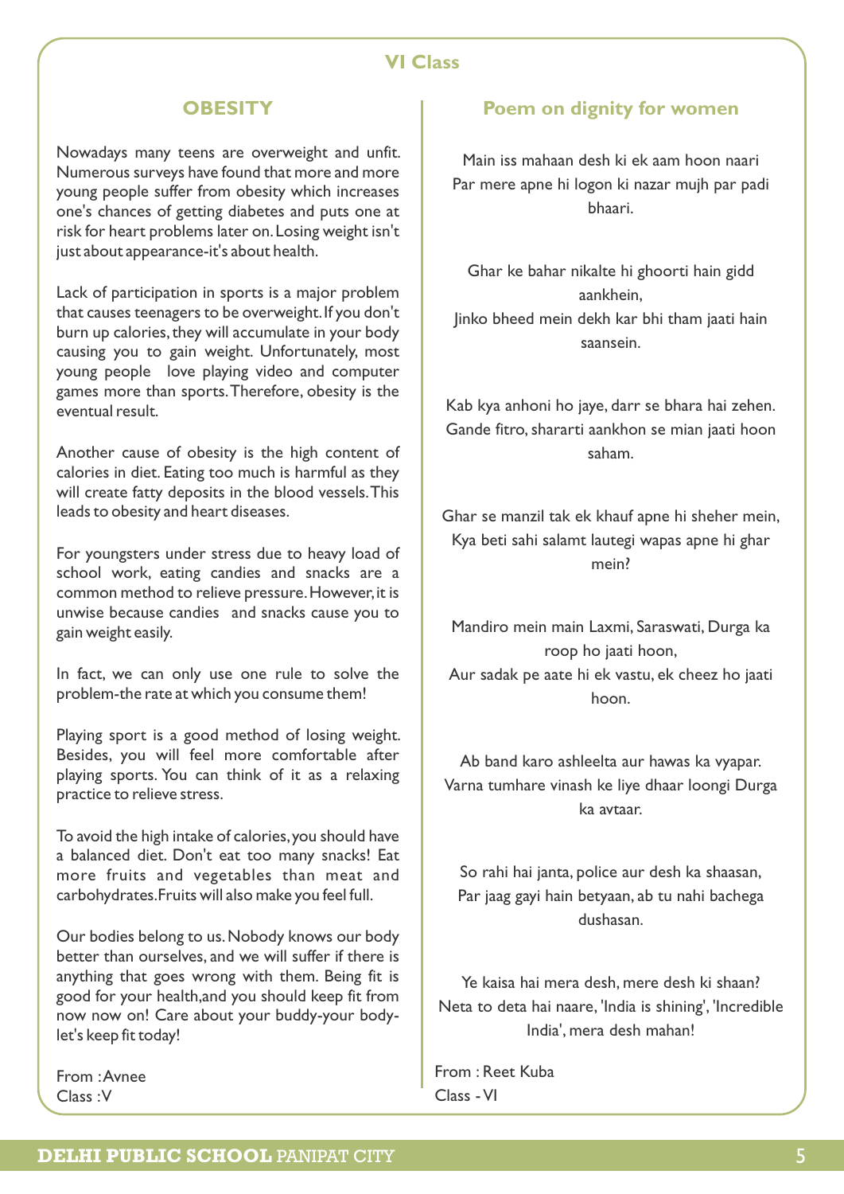## VI Class

### OBESITY

Nowadays many teens are overweight and unfit. Numerous surveys have found that more and more young people suffer from obesity which increases one's chances of getting diabetes and puts one at risk for heart problems later on. Losing weight isn't just about appearance-it's about health.

Lack of participation in sports is a major problem that causes teenagers to be overweight. If you don't burn up calories, they will accumulate in your body causing you to gain weight. Unfortunately, most young people love playing video and computer games more than sports. Therefore, obesity is the eventual result.

Another cause of obesity is the high content of calories in diet. Eating too much is harmful as they will create fatty deposits in the blood vessels. This leads to obesity and heart diseases.

For youngsters under stress due to heavy load of school work, eating candies and snacks are a common method to relieve pressure. However, it is unwise because candies and snacks cause you to gain weight easily.

In fact, we can only use one rule to solve the problem-the rate at which you consume them!

Playing sport is a good method of losing weight. Besides, you will feel more comfortable after playing sports. You can think of it as a relaxing practice to relieve stress.

To avoid the high intake of calories, you should have a balanced diet. Don't eat too many snacks! Eat more fruits and vegetables than meat and carbohydrates. Fruits will also make you feel full.

Our bodies belong to us. Nobody knows our body better than ourselves, and we will suffer if there is anything that goes wrong with them. Being fit is good for your health, and you should keep fit from now now on! Care about your buddy-your body-let's keep fit today!

From : Avnee
Class : V

### Poem on dignity for women

Main iss mahaan desh ki ek aam hoon naari
Par mere apne hi logon ki nazar mujh par padi bhaari.

Ghar ke bahar nikalte hi ghoorti hain gidd aankhein,
Jinko bheed mein dekh kar bhi tham jaati hain saansein.

Kab kya anhoni ho jaye, darr se bhara hai zehen.
Gande fitro, shararti aankhon se mian jaati hoon saham.

Ghar se manzil tak ek khauf apne hi sheher mein,
Kya beti sahi salamt lautegi wapas apne hi ghar mein?

Mandiro mein main Laxmi, Saraswati, Durga ka roop ho jaati hoon,
Aur sadak pe aate hi ek vastu, ek cheez ho jaati hoon.

Ab band karo ashleelta aur hawas ka vyapar.
Varna tumhare vinash ke liye dhaar loongi Durga ka avtaar.

So rahi hai janta, police aur desh ka shaasan,
Par jaag gayi hain betyaan, ab tu nahi bachega dushasan.

Ye kaisa hai mera desh, mere desh ki shaan?
Neta to deta hai naare, 'India is shining', 'Incredible India', mera desh mahan!

From : Reet Kuba
Class - VI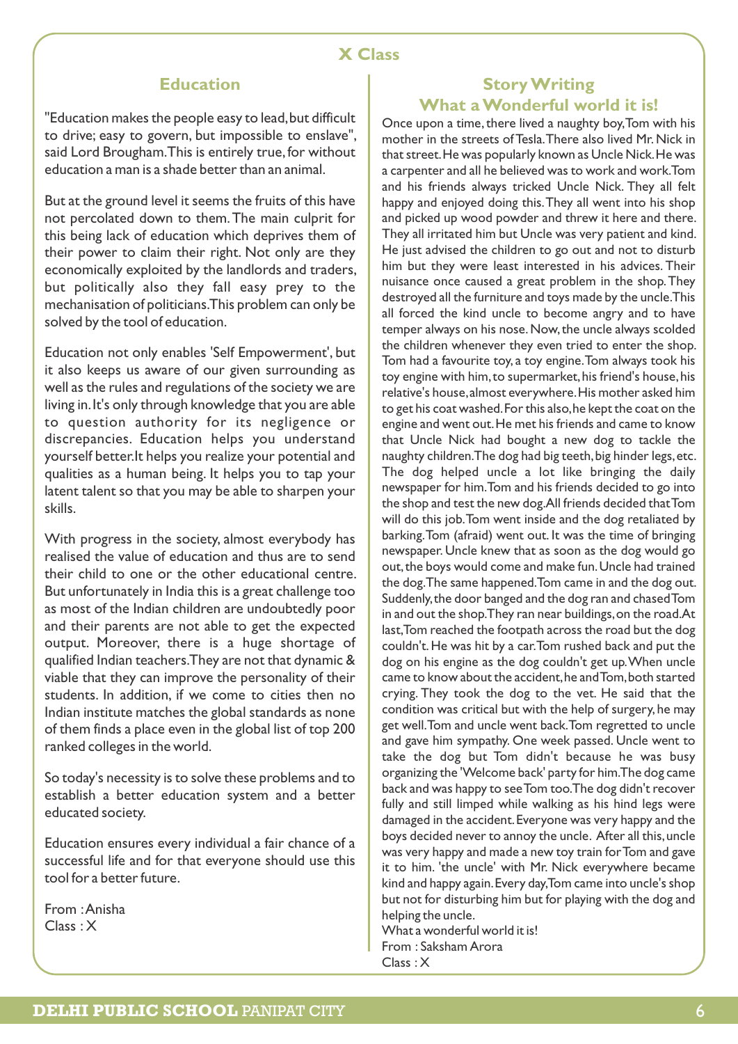# X Class

## Education

"Education makes the people easy to lead, but difficult to drive; easy to govern, but impossible to enslave", said Lord Brougham. This is entirely true, for without education a man is a shade better than an animal.

But at the ground level it seems the fruits of this have not percolated down to them. The main culprit for this being lack of education which deprives them of their power to claim their right. Not only are they economically exploited by the landlords and traders, but politically also they fall easy prey to the mechanisation of politicians. This problem can only be solved by the tool of education.

Education not only enables 'Self Empowerment', but it also keeps us aware of our given surrounding as well as the rules and regulations of the society we are living in. It's only through knowledge that you are able to question authority for its negligence or discrepancies. Education helps you understand yourself better. It helps you realize your potential and qualities as a human being. It helps you to tap your latent talent so that you may be able to sharpen your skills.

With progress in the society, almost everybody has realised the value of education and thus are to send their child to one or the other educational centre. But unfortunately in India this is a great challenge too as most of the Indian children are undoubtedly poor and their parents are not able to get the expected output. Moreover, there is a huge shortage of qualified Indian teachers. They are not that dynamic & viable that they can improve the personality of their students. In addition, if we come to cities then no Indian institute matches the global standards as none of them finds a place even in the global list of top 200 ranked colleges in the world.

So today's necessity is to solve these problems and to establish a better education system and a better educated society.

Education ensures every individual a fair chance of a successful life and for that everyone should use this tool for a better future.

From : Anisha
Class : X

## Story Writing
## What a Wonderful world it is!

Once upon a time, there lived a naughty boy, Tom with his mother in the streets of Tesla. There also lived Mr. Nick in that street. He was popularly known as Uncle Nick. He was a carpenter and all he believed was to work and work. Tom and his friends always tricked Uncle Nick. They all felt happy and enjoyed doing this. They all went into his shop and picked up wood powder and threw it here and there. They all irritated him but Uncle was very patient and kind. He just advised the children to go out and not to disturb him but they were least interested in his advices. Their nuisance once caused a great problem in the shop. They destroyed all the furniture and toys made by the uncle. This all forced the kind uncle to become angry and to have temper always on his nose. Now, the uncle always scolded the children whenever they even tried to enter the shop. Tom had a favourite toy, a toy engine. Tom always took his toy engine with him, to supermarket, his friend's house, his relative's house, almost everywhere. His mother asked him to get his coat washed. For this also, he kept the coat on the engine and went out. He met his friends and came to know that Uncle Nick had bought a new dog to tackle the naughty children. The dog had big teeth, big hinder legs, etc. The dog helped uncle a lot like bringing the daily newspaper for him. Tom and his friends decided to go into the shop and test the new dog. All friends decided that Tom will do this job. Tom went inside and the dog retaliated by barking. Tom (afraid) went out. It was the time of bringing newspaper. Uncle knew that as soon as the dog would go out, the boys would come and make fun. Uncle had trained the dog. The same happened. Tom came in and the dog out. Suddenly, the door banged and the dog ran and chased Tom in and out the shop. They ran near buildings, on the road. At last, Tom reached the footpath across the road but the dog couldn't. He was hit by a car. Tom rushed back and put the dog on his engine as the dog couldn't get up. When uncle came to know about the accident, he and Tom, both started crying. They took the dog to the vet. He said that the condition was critical but with the help of surgery, he may get well. Tom and uncle went back. Tom regretted to uncle and gave him sympathy. One week passed. Uncle went to take the dog but Tom didn't because he was busy organizing the 'Welcome back' party for him. The dog came back and was happy to see Tom too. The dog didn't recover fully and still limped while walking as his hind legs were damaged in the accident. Everyone was very happy and the boys decided never to annoy the uncle. After all this, uncle was very happy and made a new toy train for Tom and gave it to him. 'the uncle' with Mr. Nick everywhere became kind and happy again. Every day, Tom came into uncle's shop but not for disturbing him but for playing with the dog and helping the uncle.

What a wonderful world it is!

From : Saksham Arora
Class : X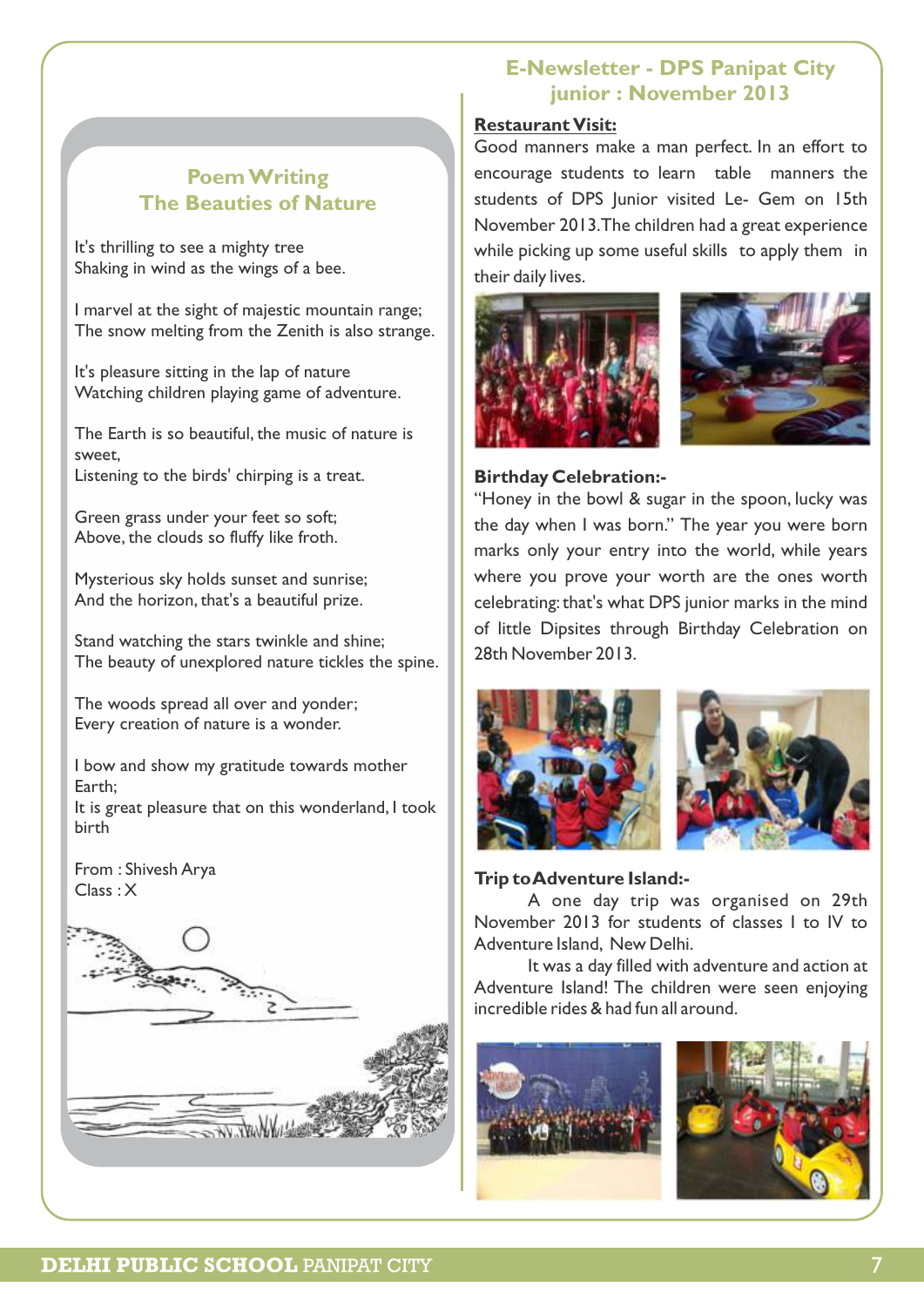# E-Newsletter - DPS Panipat City junior : November 2013

## Poem Writing
## The Beauties of Nature

It's thrilling to see a mighty tree
Shaking in wind as the wings of a bee.

I marvel at the sight of majestic mountain range;
The snow melting from the Zenith is also strange.

It's pleasure sitting in the lap of nature
Watching children playing game of adventure.

The Earth is so beautiful, the music of nature is sweet,
Listening to the birds' chirping is a treat.

Green grass under your feet so soft;
Above, the clouds so fluffy like froth.

Mysterious sky holds sunset and sunrise;
And the horizon, that's a beautiful prize.

Stand watching the stars twinkle and shine;
The beauty of unexplored nature tickles the spine.

The woods spread all over and yonder;
Every creation of nature is a wonder.

I bow and show my gratitude towards mother Earth;
It is great pleasure that on this wonderland, I took birth

From : Shivesh Arya
Class : X

**Restaurant Visit:**

Good manners make a man perfect. In an effort to encourage students to learn table manners the students of DPS Junior visited Le- Gem on 15th November 2013.The children had a great experience while picking up some useful skills to apply them in their daily lives.

**Birthday Celebration:-**

"Honey in the bowl & sugar in the spoon, lucky was the day when I was born." The year you were born marks only your entry into the world, while years where you prove your worth are the ones worth celebrating: that's what DPS junior marks in the mind of little Dipsites through Birthday Celebration on 28th November 2013.

**Trip to Adventure Island:-**

A one day trip was organised on 29th November 2013 for students of classes I to IV to Adventure Island, New Delhi.

It was a day filled with adventure and action at Adventure Island! The children were seen enjoying incredible rides & had fun all around.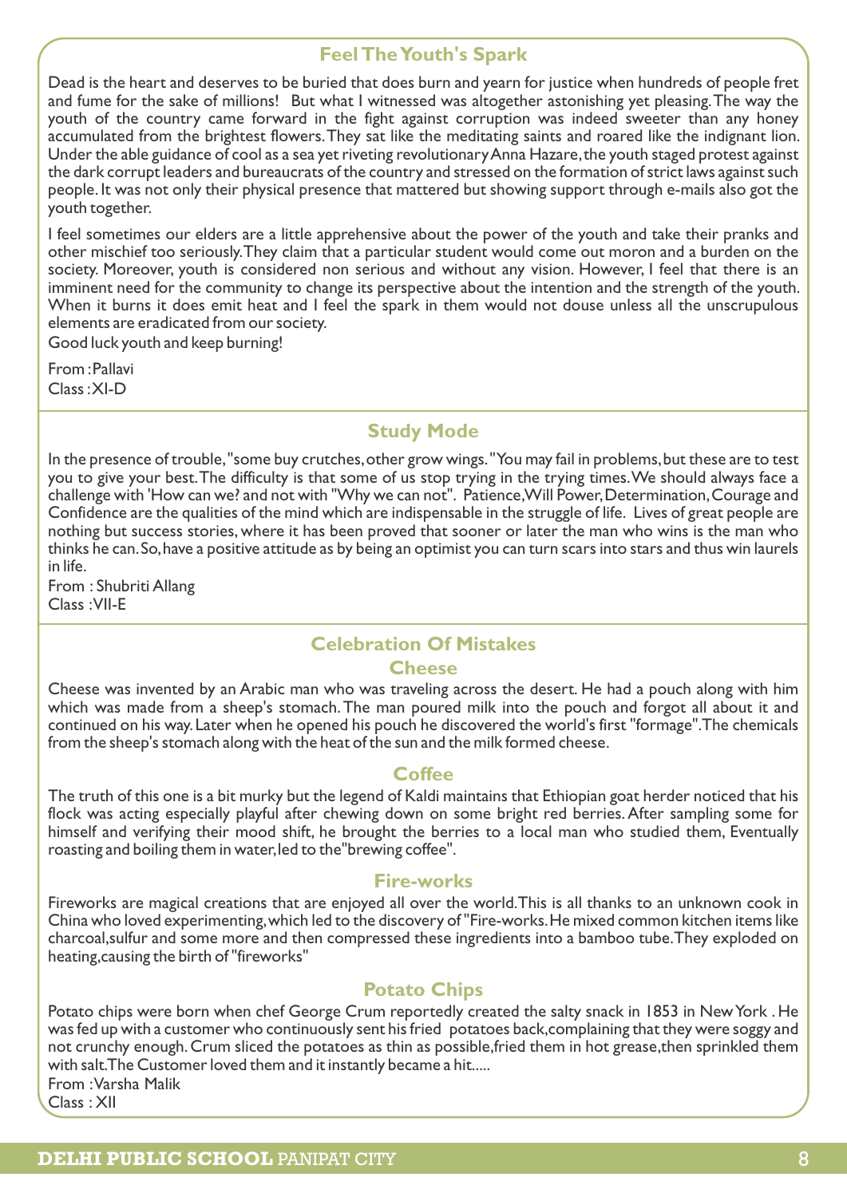## Feel The Youth's Spark

Dead is the heart and deserves to be buried that does burn and yearn for justice when hundreds of people fret and fume for the sake of millions! But what I witnessed was altogether astonishing yet pleasing. The way the youth of the country came forward in the fight against corruption was indeed sweeter than any honey accumulated from the brightest flowers. They sat like the meditating saints and roared like the indignant lion. Under the able guidance of cool as a sea yet riveting revolutionary Anna Hazare, the youth staged protest against the dark corrupt leaders and bureaucrats of the country and stressed on the formation of strict laws against such people. It was not only their physical presence that mattered but showing support through e-mails also got the youth together.

I feel sometimes our elders are a little apprehensive about the power of the youth and take their pranks and other mischief too seriously. They claim that a particular student would come out moron and a burden on the society. Moreover, youth is considered non serious and without any vision. However, I feel that there is an imminent need for the community to change its perspective about the intention and the strength of the youth. When it burns it does emit heat and I feel the spark in them would not douse unless all the unscrupulous elements are eradicated from our society.

Good luck youth and keep burning!

From : Pallavi
Class : XI-D

## Study Mode

In the presence of trouble, "some buy crutches, other grow wings." You may fail in problems, but these are to test you to give your best. The difficulty is that some of us stop trying in the trying times. We should always face a challenge with 'How can we? and not with "Why we can not". Patience, Will Power, Determination, Courage and Confidence are the qualities of the mind which are indispensable in the struggle of life. Lives of great people are nothing but success stories, where it has been proved that sooner or later the man who wins is the man who thinks he can. So, have a positive attitude as by being an optimist you can turn scars into stars and thus win laurels in life.

From : Shubriti Allang
Class : VII-E

## Celebration Of Mistakes

### Cheese

Cheese was invented by an Arabic man who was traveling across the desert. He had a pouch along with him which was made from a sheep's stomach. The man poured milk into the pouch and forgot all about it and continued on his way. Later when he opened his pouch he discovered the world's first "formage". The chemicals from the sheep's stomach along with the heat of the sun and the milk formed cheese.

### Coffee

The truth of this one is a bit murky but the legend of Kaldi maintains that Ethiopian goat herder noticed that his flock was acting especially playful after chewing down on some bright red berries. After sampling some for himself and verifying their mood shift, he brought the berries to a local man who studied them, Eventually roasting and boiling them in water, led to the "brewing coffee".

### Fire-works

Fireworks are magical creations that are enjoyed all over the world. This is all thanks to an unknown cook in China who loved experimenting, which led to the discovery of "Fire-works. He mixed common kitchen items like charcoal, sulfur and some more and then compressed these ingredients into a bamboo tube. They exploded on heating, causing the birth of "fireworks"

### Potato Chips

Potato chips were born when chef George Crum reportedly created the salty snack in 1853 in New York . He was fed up with a customer who continuously sent his fried potatoes back, complaining that they were soggy and not crunchy enough. Crum sliced the potatoes as thin as possible, fried them in hot grease, then sprinkled them with salt. The Customer loved them and it instantly became a hit.....

From : Varsha Malik
Class : XII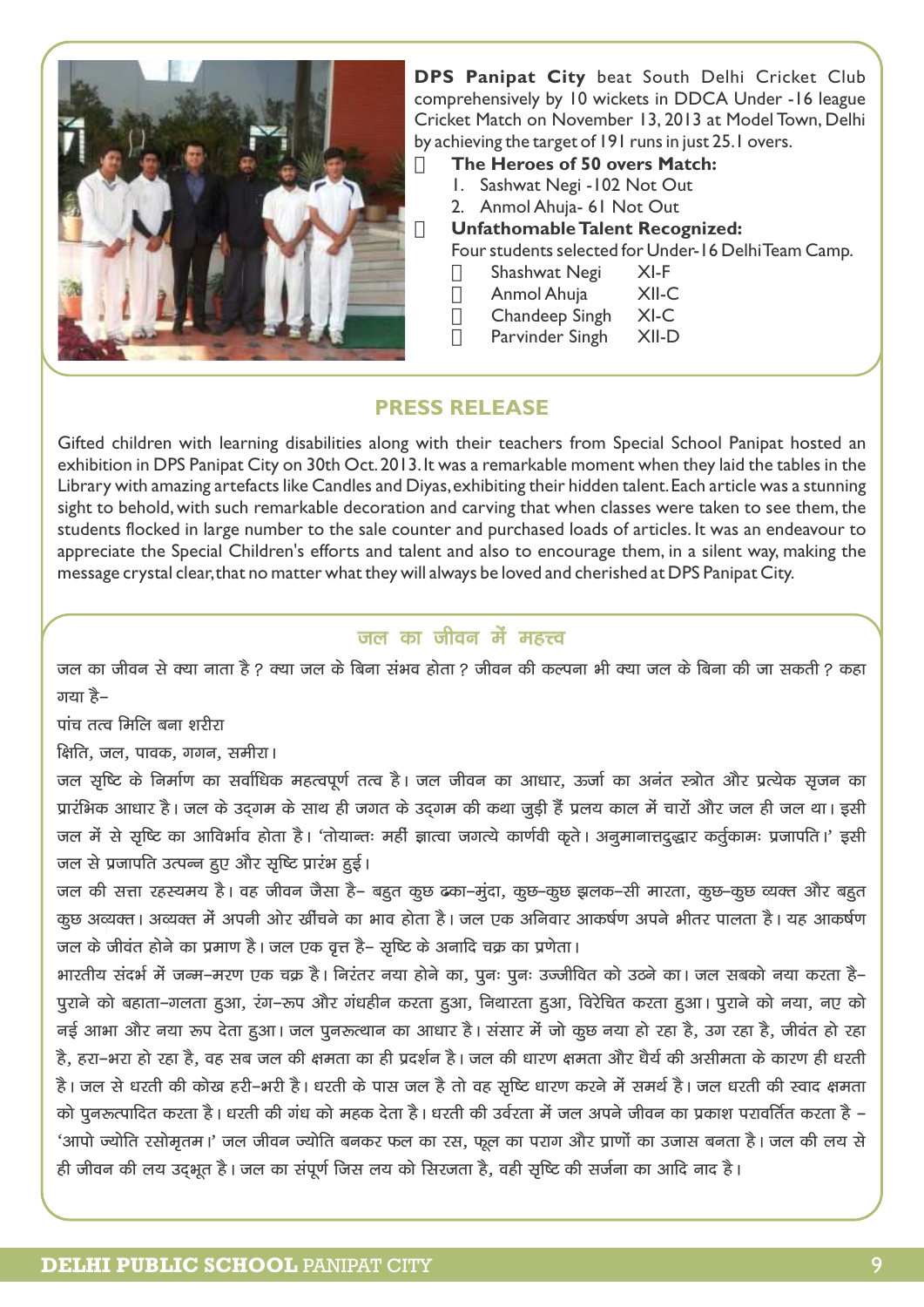**DPS Panipat City** beat South Delhi Cricket Club comprehensively by 10 wickets in DDCA Under -16 league Cricket Match on November 13, 2013 at Model Town, Delhi by achieving the target of 191 runs in just 25.1 overs.

- **The Heroes of 50 overs Match:**
  1. Sashwat Negi -102 Not Out
  2. Anmol Ahuja- 61 Not Out
- **Unfathomable Talent Recognized:**
  Four students selected for Under-16 Delhi Team Camp.
  - Shashwat Negi XI-F
  - Anmol Ahuja XII-C
  - Chandeep Singh XI-C
  - Parvinder Singh XII-D

## PRESS RELEASE

Gifted children with learning disabilities along with their teachers from Special School Panipat hosted an exhibition in DPS Panipat City on 30th Oct. 2013. It was a remarkable moment when they laid the tables in the Library with amazing artefacts like Candles and Diyas, exhibiting their hidden talent. Each article was a stunning sight to behold, with such remarkable decoration and carving that when classes were taken to see them, the students flocked in large number to the sale counter and purchased loads of articles. It was an endeavour to appreciate the Special Children's efforts and talent and also to encourage them, in a silent way, making the message crystal clear, that no matter what they will always be loved and cherished at DPS Panipat City.

## जल का जीवन में महत्त्व

जल का जीवन से क्या नाता है ? क्या जल के बिना संभव होता ? जीवन की कल्पना भी क्या जल के बिना की जा सकती ? कहा गया है–

पांच तत्व मिलि बना शरीरा

क्षिति, जल, पावक, गगन, समीरा।

जल सृष्टि के निर्माण का सर्वाधिक महत्वपूर्ण तत्व है। जल जीवन का आधार, ऊर्जा का अनंत स्त्रोत और प्रत्येक सृजन का प्रारंभिक आधार है। जल के उद्‌गम के साथ ही जगत के उद्‌गम की कथा जुड़ी हैं प्रलय काल में चारों और जल ही जल था। इसी जल में से सृष्टि का आविर्भाव होता है। 'तोयान्तः महीं ज्ञात्वा जगत्ये कार्णवी कृते। अनुमानात्तदुद्धार कर्तुकामः प्रजापति।' इसी जल से प्रजापति उत्पन्न हुए और सृष्टि प्रारंभ हुई।

जल की सत्ता रहस्यमय है। वह जीवन जैसा है– बहुत कुछ ढ़का–मुंदा, कुछ–कुछ झलक–सी मारता, कुछ–कुछ व्यक्त और बहुत कुछ अव्यक्त। अव्यक्त में अपनी ओर खींचने का भाव होता है। जल एक अनिवार आकर्षण अपने भीतर पालता है। यह आकर्षण जल के जीवंत होने का प्रमाण है। जल एक वृत्त है– सृष्टि के अनादि चक्र का प्रणेता।

भारतीय संदर्भ में जन्म–मरण एक चक्र है। निरंतर नया होने का, पुनः पुनः उज्जीवित को उठने का। जल सबको नया करता है– पुराने को बहाता–गलता हुआ, रंग–रूप और गंधहीन करता हुआ, निथारता हुआ, विरेचित करता हुआ। पुराने को नया, नए को नई आभा और नया रुप देता हुआ। जल पुनरूत्थान का आधार है। संसार में जो कुछ नया हो रहा है, उग रहा है, जीवंत हो रहा है, हरा–भरा हो रहा है, वह सब जल की क्षमता का ही प्रदर्शन है। जल की धारण क्षमता और धैर्य की असीमता के कारण ही धरती है। जल से धरती की कोख हरी–भरी है। धरती के पास जल है तो वह सृष्टि धारण करने में समर्थ है। जल धरती की स्वाद क्षमता को पुनरुत्पादित करता है। धरती की गंध को महक देता है। धरती की उर्वरता में जल अपने जीवन का प्रकाश परावर्तित करता है – 'आपो ज्योति रसोमृतम।' जल जीवन ज्योति बनकर फल का रस, फूल का पराग और प्राणों का उजास बनता है। जल की लय से ही जीवन की लय उद्‌भूत है। जल का संपूर्ण जिस लय को सिरजता है, वही सृष्टि की सर्जना का आदि नाद है।